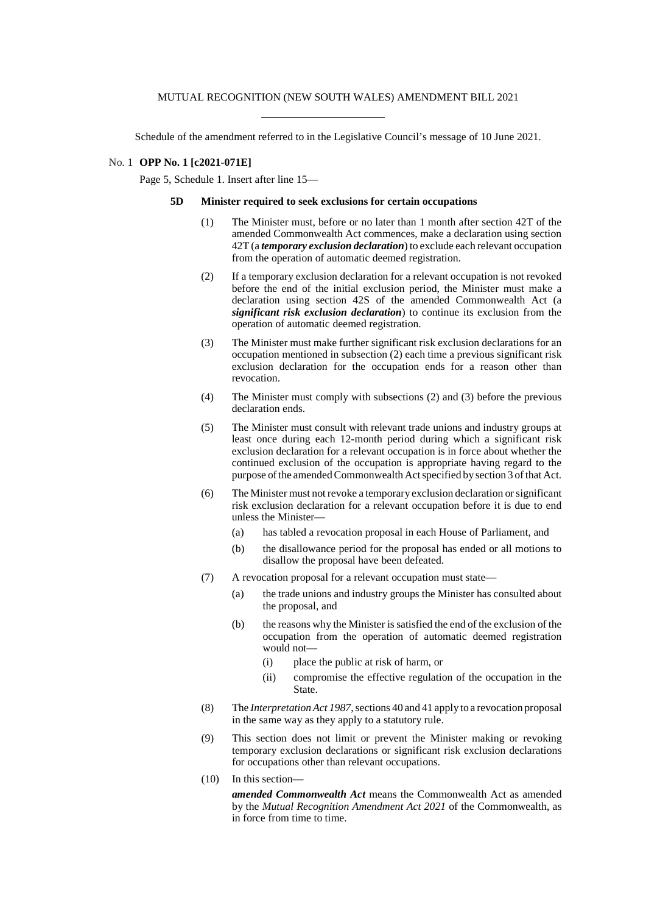MUTUAL RECOGNITION (NEW SOUTH WALES) AMENDMENT BILL 2021

---

Schedule of the amendment referred to in the Legislative Council's message of 10 June 2021.

No. 1 **OPP No. 1 [c2021-071E]**

Page 5, Schedule 1. Insert after line 15—

**5D Minister required to seek exclusions for certain occupations**

(1) The Minister must, before or no later than 1 month after section 42T of the amended Commonwealth Act commences, make a declaration using section 42T (a ***temporary exclusion declaration***) to exclude each relevant occupation from the operation of automatic deemed registration.

(2) If a temporary exclusion declaration for a relevant occupation is not revoked before the end of the initial exclusion period, the Minister must make a declaration using section 42S of the amended Commonwealth Act (a ***significant risk exclusion declaration***) to continue its exclusion from the operation of automatic deemed registration.

(3) The Minister must make further significant risk exclusion declarations for an occupation mentioned in subsection (2) each time a previous significant risk exclusion declaration for the occupation ends for a reason other than revocation.

(4) The Minister must comply with subsections (2) and (3) before the previous declaration ends.

(5) The Minister must consult with relevant trade unions and industry groups at least once during each 12-month period during which a significant risk exclusion declaration for a relevant occupation is in force about whether the continued exclusion of the occupation is appropriate having regard to the purpose of the amended Commonwealth Act specified by section 3 of that Act.

(6) The Minister must not revoke a temporary exclusion declaration or significant risk exclusion declaration for a relevant occupation before it is due to end unless the Minister—

- (a) has tabled a revocation proposal in each House of Parliament, and
- (b) the disallowance period for the proposal has ended or all motions to disallow the proposal have been defeated.

(7) A revocation proposal for a relevant occupation must state—

- (a) the trade unions and industry groups the Minister has consulted about the proposal, and
- (b) the reasons why the Minister is satisfied the end of the exclusion of the occupation from the operation of automatic deemed registration would not—
  - (i) place the public at risk of harm, or
  - (ii) compromise the effective regulation of the occupation in the State.

(8) The *Interpretation Act 1987*, sections 40 and 41 apply to a revocation proposal in the same way as they apply to a statutory rule.

(9) This section does not limit or prevent the Minister making or revoking temporary exclusion declarations or significant risk exclusion declarations for occupations other than relevant occupations.

(10) In this section—

***amended Commonwealth Act*** means the Commonwealth Act as amended by the *Mutual Recognition Amendment Act 2021* of the Commonwealth, as in force from time to time.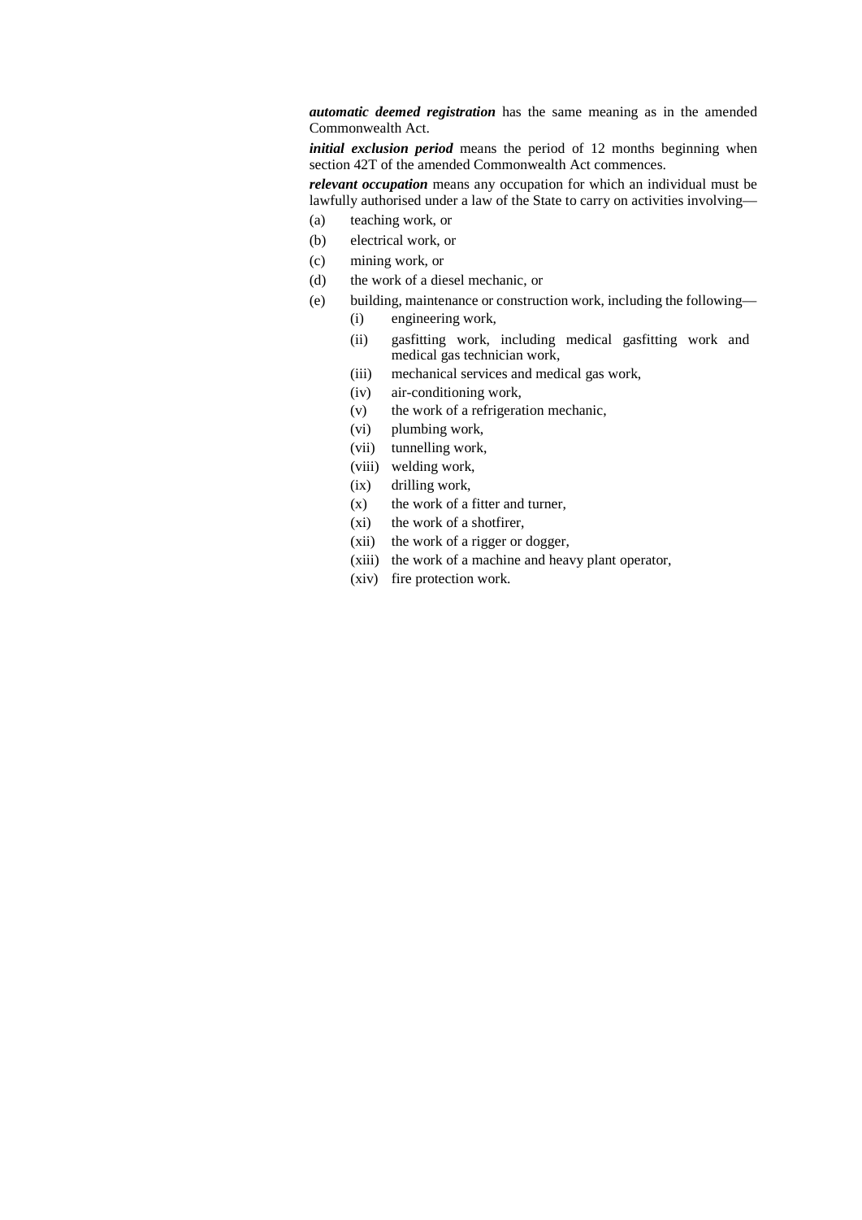***automatic deemed registration*** has the same meaning as in the amended Commonwealth Act.

***initial exclusion period*** means the period of 12 months beginning when section 42T of the amended Commonwealth Act commences.

***relevant occupation*** means any occupation for which an individual must be lawfully authorised under a law of the State to carry on activities involving—

(a) teaching work, or

(b) electrical work, or

(c) mining work, or

(d) the work of a diesel mechanic, or

(e) building, maintenance or construction work, including the following—

 (i) engineering work,

 (ii) gasfitting work, including medical gasfitting work and medical gas technician work,

 (iii) mechanical services and medical gas work,

 (iv) air-conditioning work,

 (v) the work of a refrigeration mechanic,

 (vi) plumbing work,

 (vii) tunnelling work,

 (viii) welding work,

 (ix) drilling work,

 (x) the work of a fitter and turner,

 (xi) the work of a shotfirer,

 (xii) the work of a rigger or dogger,

 (xiii) the work of a machine and heavy plant operator,

 (xiv) fire protection work.